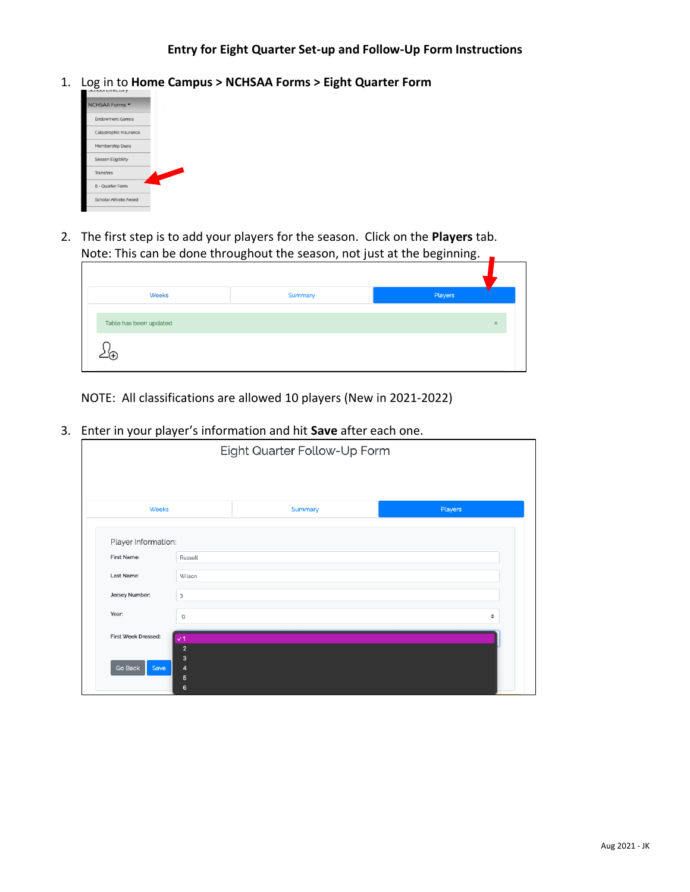**Entry for Eight Quarter Set-up and Follow-Up Form Instructions**

1. Log in to **Home Campus > NCHSAA Forms > Eight Quarter Form**

2. The first step is to add your players for the season. Click on the **Players** tab.
   Note: This can be done throughout the season, not just at the beginning.

   NOTE: All classifications are allowed 10 players (New in 2021-2022)

3. Enter in your player's information and hit **Save** after each one.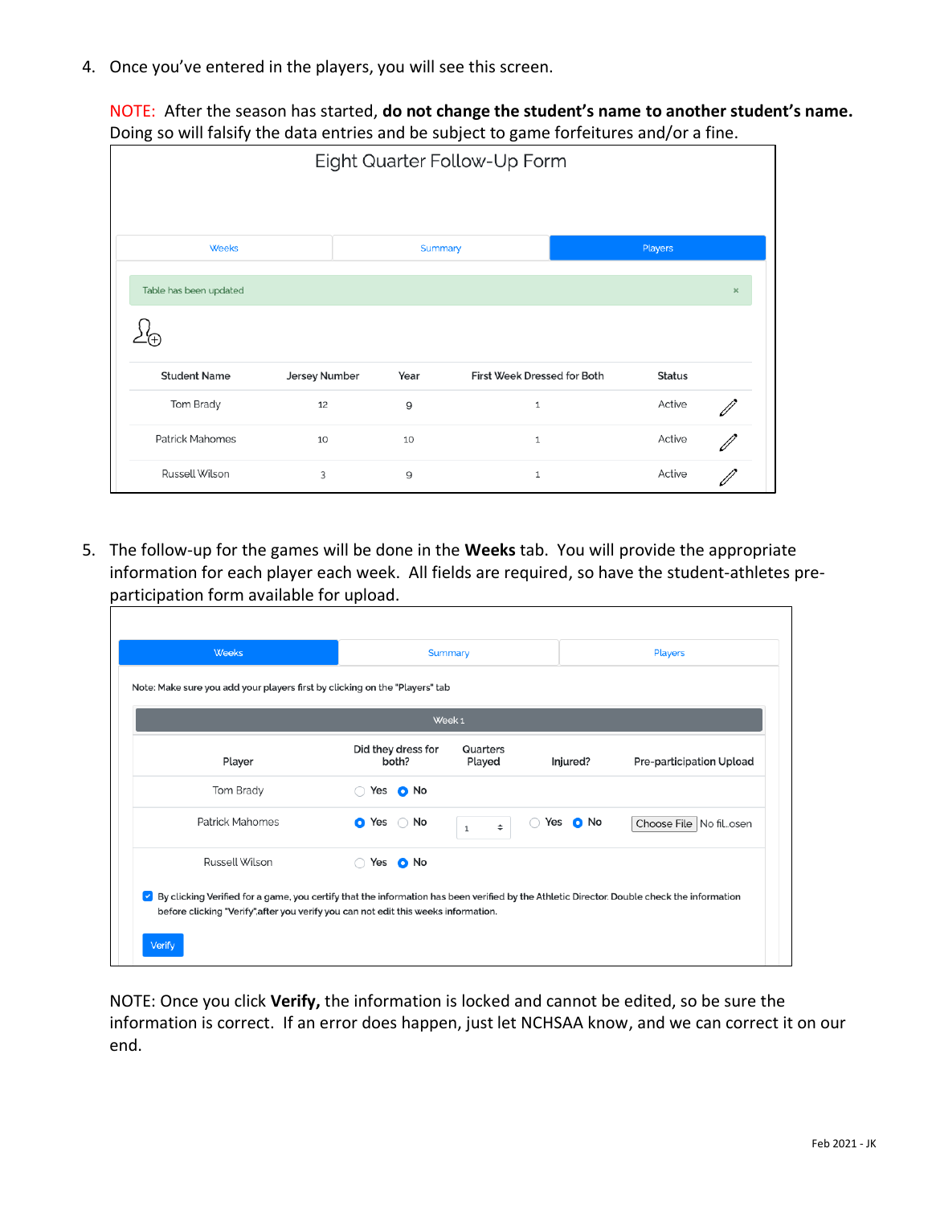4. Once you've entered in the players, you will see this screen.

   NOTE: After the season has started, **do not change the student's name to another student's name.** Doing so will falsify the data entries and be subject to game forfeitures and/or a fine.

   Eight Quarter Follow-Up Form

   Weeks | Summary | Players

   Table has been updated ×

   | Student Name | Jersey Number | Year | First Week Dressed for Both | Status |
   |---|---|---|---|---|
   | Tom Brady | 12 | 9 | 1 | Active |
   | Patrick Mahomes | 10 | 10 | 1 | Active |
   | Russell Wilson | 3 | 9 | 1 | Active |

5. The follow-up for the games will be done in the **Weeks** tab. You will provide the appropriate information for each player each week. All fields are required, so have the student-athletes pre-participation form available for upload.

   Weeks | Summary | Players

   Note: Make sure you add your players first by clicking on the "Players" tab

   Week 1

   | Player | Did they dress for both? | Quarters Played | Injured? | Pre-participation Upload |
   |---|---|---|---|---|
   | Tom Brady | Yes / No | | | |
   | Patrick Mahomes | Yes / No | 1 | Yes / No | Choose File No fil..osen |
   | Russell Wilson | Yes / No | | | |

   By clicking Verified for a game, you certify that the information has been verified by the Athletic Director. Double check the information before clicking "Verify".after you verify you can not edit this weeks information.

   Verify

   NOTE: Once you click **Verify,** the information is locked and cannot be edited, so be sure the information is correct. If an error does happen, just let NCHSAA know, and we can correct it on our end.

Feb 2021 - JK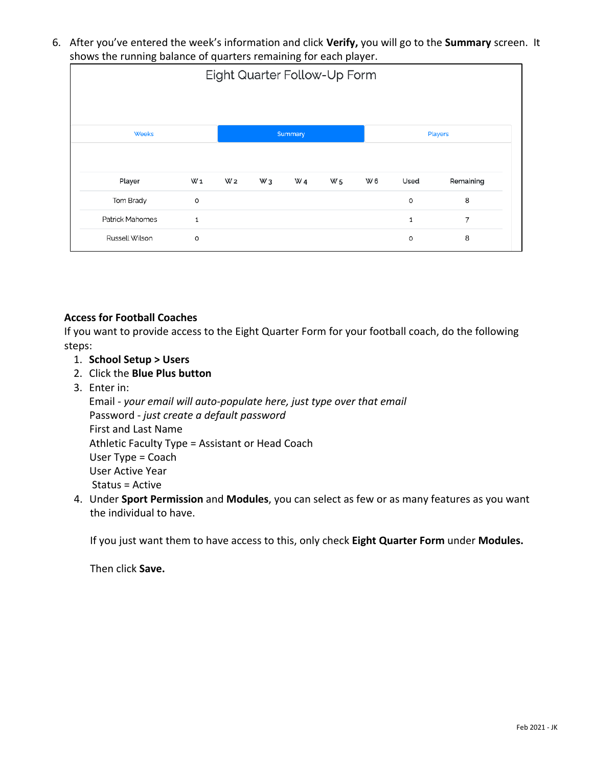6. After you've entered the week's information and click **Verify,** you will go to the **Summary** screen. It shows the running balance of quarters remaining for each player.

Eight Quarter Follow-Up Form

Weeks | Summary | Players

| Player | W 1 | W 2 | W 3 | W 4 | W 5 | W 6 | Used | Remaining |
|---|---|---|---|---|---|---|---|---|
| Tom Brady | 0 | | | | | | 0 | 8 |
| Patrick Mahomes | 1 | | | | | | 1 | 7 |
| Russell Wilson | 0 | | | | | | 0 | 8 |

**Access for Football Coaches**

If you want to provide access to the Eight Quarter Form for your football coach, do the following steps:

1. **School Setup > Users**
2. Click the **Blue Plus button**
3. Enter in:
   Email - *your email will auto-populate here, just type over that email*
   Password - *just create a default password*
   First and Last Name
   Athletic Faculty Type = Assistant or Head Coach
   User Type = Coach
   User Active Year
   Status = Active
4. Under **Sport Permission** and **Modules**, you can select as few or as many features as you want the individual to have.

   If you just want them to have access to this, only check **Eight Quarter Form** under **Modules.**

   Then click **Save.**

Feb 2021 - JK